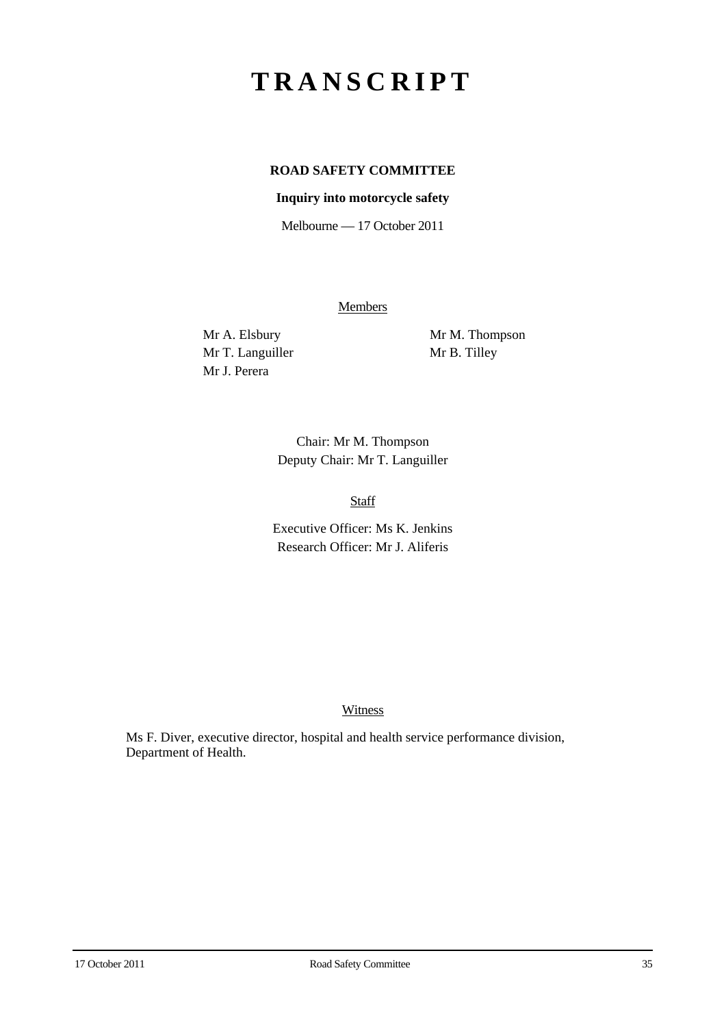# TRANSCRIPT

**ROAD SAFETY COMMITTEE**

**Inquiry into motorcycle safety**

Melbourne — 17 October 2011

Members

Mr A. Elsbury
Mr T. Languiller
Mr J. Perera
Mr M. Thompson
Mr B. Tilley

Chair: Mr M. Thompson
Deputy Chair: Mr T. Languiller

Staff

Executive Officer: Ms K. Jenkins
Research Officer: Mr J. Aliferis

Witness

Ms F. Diver, executive director, hospital and health service performance division, Department of Health.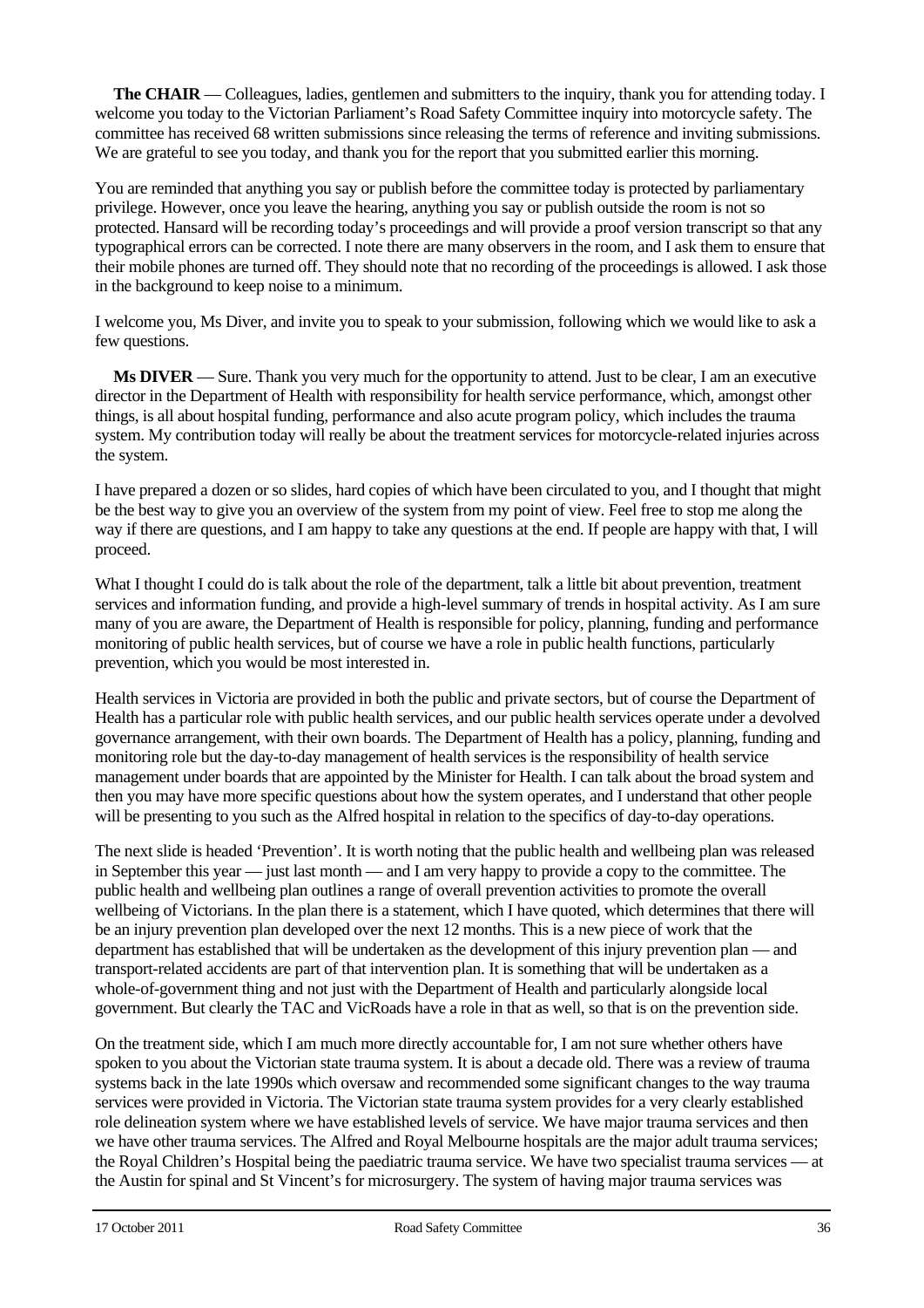**The CHAIR** — Colleagues, ladies, gentlemen and submitters to the inquiry, thank you for attending today. I welcome you today to the Victorian Parliament's Road Safety Committee inquiry into motorcycle safety. The committee has received 68 written submissions since releasing the terms of reference and inviting submissions. We are grateful to see you today, and thank you for the report that you submitted earlier this morning.

You are reminded that anything you say or publish before the committee today is protected by parliamentary privilege. However, once you leave the hearing, anything you say or publish outside the room is not so protected. Hansard will be recording today's proceedings and will provide a proof version transcript so that any typographical errors can be corrected. I note there are many observers in the room, and I ask them to ensure that their mobile phones are turned off. They should note that no recording of the proceedings is allowed. I ask those in the background to keep noise to a minimum.

I welcome you, Ms Diver, and invite you to speak to your submission, following which we would like to ask a few questions.

**Ms DIVER** — Sure. Thank you very much for the opportunity to attend. Just to be clear, I am an executive director in the Department of Health with responsibility for health service performance, which, amongst other things, is all about hospital funding, performance and also acute program policy, which includes the trauma system. My contribution today will really be about the treatment services for motorcycle-related injuries across the system.

I have prepared a dozen or so slides, hard copies of which have been circulated to you, and I thought that might be the best way to give you an overview of the system from my point of view. Feel free to stop me along the way if there are questions, and I am happy to take any questions at the end. If people are happy with that, I will proceed.

What I thought I could do is talk about the role of the department, talk a little bit about prevention, treatment services and information funding, and provide a high-level summary of trends in hospital activity. As I am sure many of you are aware, the Department of Health is responsible for policy, planning, funding and performance monitoring of public health services, but of course we have a role in public health functions, particularly prevention, which you would be most interested in.

Health services in Victoria are provided in both the public and private sectors, but of course the Department of Health has a particular role with public health services, and our public health services operate under a devolved governance arrangement, with their own boards. The Department of Health has a policy, planning, funding and monitoring role but the day-to-day management of health services is the responsibility of health service management under boards that are appointed by the Minister for Health. I can talk about the broad system and then you may have more specific questions about how the system operates, and I understand that other people will be presenting to you such as the Alfred hospital in relation to the specifics of day-to-day operations.

The next slide is headed 'Prevention'. It is worth noting that the public health and wellbeing plan was released in September this year — just last month — and I am very happy to provide a copy to the committee. The public health and wellbeing plan outlines a range of overall prevention activities to promote the overall wellbeing of Victorians. In the plan there is a statement, which I have quoted, which determines that there will be an injury prevention plan developed over the next 12 months. This is a new piece of work that the department has established that will be undertaken as the development of this injury prevention plan — and transport-related accidents are part of that intervention plan. It is something that will be undertaken as a whole-of-government thing and not just with the Department of Health and particularly alongside local government. But clearly the TAC and VicRoads have a role in that as well, so that is on the prevention side.

On the treatment side, which I am much more directly accountable for, I am not sure whether others have spoken to you about the Victorian state trauma system. It is about a decade old. There was a review of trauma systems back in the late 1990s which oversaw and recommended some significant changes to the way trauma services were provided in Victoria. The Victorian state trauma system provides for a very clearly established role delineation system where we have established levels of service. We have major trauma services and then we have other trauma services. The Alfred and Royal Melbourne hospitals are the major adult trauma services; the Royal Children's Hospital being the paediatric trauma service. We have two specialist trauma services — at the Austin for spinal and St Vincent's for microsurgery. The system of having major trauma services was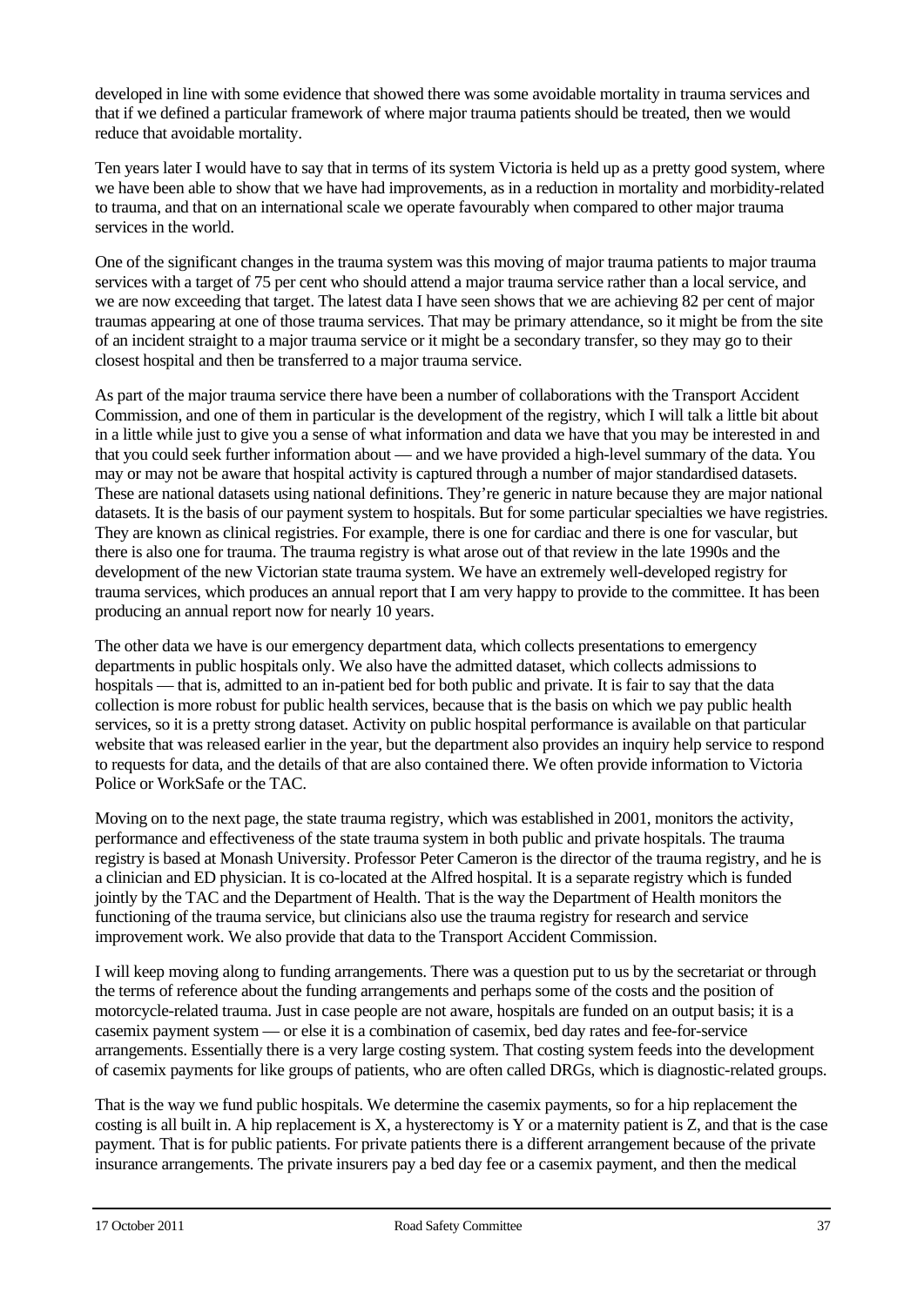developed in line with some evidence that showed there was some avoidable mortality in trauma services and that if we defined a particular framework of where major trauma patients should be treated, then we would reduce that avoidable mortality.

Ten years later I would have to say that in terms of its system Victoria is held up as a pretty good system, where we have been able to show that we have had improvements, as in a reduction in mortality and morbidity-related to trauma, and that on an international scale we operate favourably when compared to other major trauma services in the world.

One of the significant changes in the trauma system was this moving of major trauma patients to major trauma services with a target of 75 per cent who should attend a major trauma service rather than a local service, and we are now exceeding that target. The latest data I have seen shows that we are achieving 82 per cent of major traumas appearing at one of those trauma services. That may be primary attendance, so it might be from the site of an incident straight to a major trauma service or it might be a secondary transfer, so they may go to their closest hospital and then be transferred to a major trauma service.

As part of the major trauma service there have been a number of collaborations with the Transport Accident Commission, and one of them in particular is the development of the registry, which I will talk a little bit about in a little while just to give you a sense of what information and data we have that you may be interested in and that you could seek further information about — and we have provided a high-level summary of the data. You may or may not be aware that hospital activity is captured through a number of major standardised datasets. These are national datasets using national definitions. They're generic in nature because they are major national datasets. It is the basis of our payment system to hospitals. But for some particular specialties we have registries. They are known as clinical registries. For example, there is one for cardiac and there is one for vascular, but there is also one for trauma. The trauma registry is what arose out of that review in the late 1990s and the development of the new Victorian state trauma system. We have an extremely well-developed registry for trauma services, which produces an annual report that I am very happy to provide to the committee. It has been producing an annual report now for nearly 10 years.

The other data we have is our emergency department data, which collects presentations to emergency departments in public hospitals only. We also have the admitted dataset, which collects admissions to hospitals — that is, admitted to an in-patient bed for both public and private. It is fair to say that the data collection is more robust for public health services, because that is the basis on which we pay public health services, so it is a pretty strong dataset. Activity on public hospital performance is available on that particular website that was released earlier in the year, but the department also provides an inquiry help service to respond to requests for data, and the details of that are also contained there. We often provide information to Victoria Police or WorkSafe or the TAC.

Moving on to the next page, the state trauma registry, which was established in 2001, monitors the activity, performance and effectiveness of the state trauma system in both public and private hospitals. The trauma registry is based at Monash University. Professor Peter Cameron is the director of the trauma registry, and he is a clinician and ED physician. It is co-located at the Alfred hospital. It is a separate registry which is funded jointly by the TAC and the Department of Health. That is the way the Department of Health monitors the functioning of the trauma service, but clinicians also use the trauma registry for research and service improvement work. We also provide that data to the Transport Accident Commission.

I will keep moving along to funding arrangements. There was a question put to us by the secretariat or through the terms of reference about the funding arrangements and perhaps some of the costs and the position of motorcycle-related trauma. Just in case people are not aware, hospitals are funded on an output basis; it is a casemix payment system — or else it is a combination of casemix, bed day rates and fee-for-service arrangements. Essentially there is a very large costing system. That costing system feeds into the development of casemix payments for like groups of patients, who are often called DRGs, which is diagnostic-related groups.

That is the way we fund public hospitals. We determine the casemix payments, so for a hip replacement the costing is all built in. A hip replacement is X, a hysterectomy is Y or a maternity patient is Z, and that is the case payment. That is for public patients. For private patients there is a different arrangement because of the private insurance arrangements. The private insurers pay a bed day fee or a casemix payment, and then the medical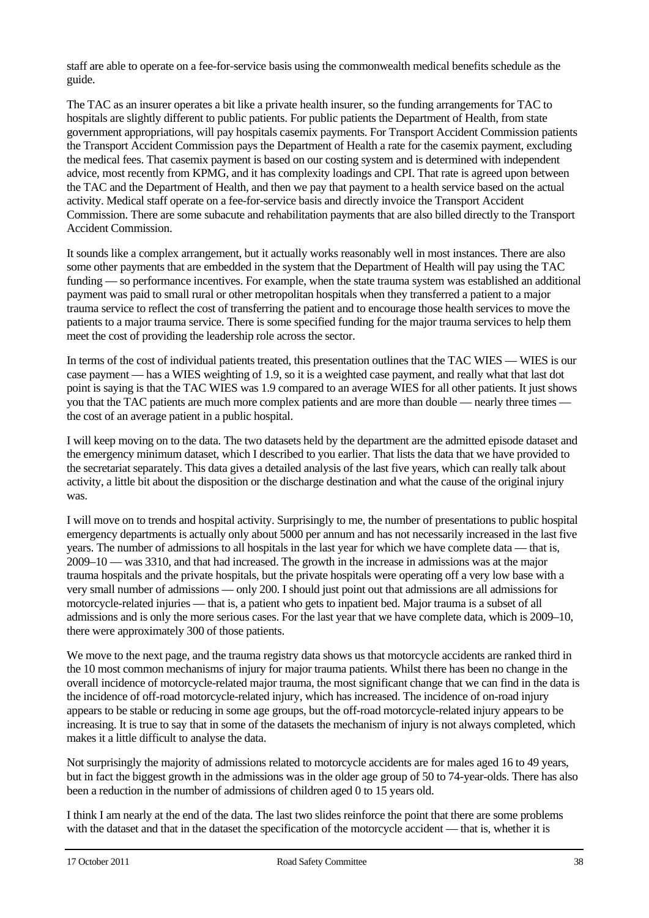staff are able to operate on a fee-for-service basis using the commonwealth medical benefits schedule as the guide.

The TAC as an insurer operates a bit like a private health insurer, so the funding arrangements for TAC to hospitals are slightly different to public patients. For public patients the Department of Health, from state government appropriations, will pay hospitals casemix payments. For Transport Accident Commission patients the Transport Accident Commission pays the Department of Health a rate for the casemix payment, excluding the medical fees. That casemix payment is based on our costing system and is determined with independent advice, most recently from KPMG, and it has complexity loadings and CPI. That rate is agreed upon between the TAC and the Department of Health, and then we pay that payment to a health service based on the actual activity. Medical staff operate on a fee-for-service basis and directly invoice the Transport Accident Commission. There are some subacute and rehabilitation payments that are also billed directly to the Transport Accident Commission.

It sounds like a complex arrangement, but it actually works reasonably well in most instances. There are also some other payments that are embedded in the system that the Department of Health will pay using the TAC funding — so performance incentives. For example, when the state trauma system was established an additional payment was paid to small rural or other metropolitan hospitals when they transferred a patient to a major trauma service to reflect the cost of transferring the patient and to encourage those health services to move the patients to a major trauma service. There is some specified funding for the major trauma services to help them meet the cost of providing the leadership role across the sector.

In terms of the cost of individual patients treated, this presentation outlines that the TAC WIES — WIES is our case payment — has a WIES weighting of 1.9, so it is a weighted case payment, and really what that last dot point is saying is that the TAC WIES was 1.9 compared to an average WIES for all other patients. It just shows you that the TAC patients are much more complex patients and are more than double — nearly three times — the cost of an average patient in a public hospital.

I will keep moving on to the data. The two datasets held by the department are the admitted episode dataset and the emergency minimum dataset, which I described to you earlier. That lists the data that we have provided to the secretariat separately. This data gives a detailed analysis of the last five years, which can really talk about activity, a little bit about the disposition or the discharge destination and what the cause of the original injury was.

I will move on to trends and hospital activity. Surprisingly to me, the number of presentations to public hospital emergency departments is actually only about 5000 per annum and has not necessarily increased in the last five years. The number of admissions to all hospitals in the last year for which we have complete data — that is, 2009–10 — was 3310, and that had increased. The growth in the increase in admissions was at the major trauma hospitals and the private hospitals, but the private hospitals were operating off a very low base with a very small number of admissions — only 200. I should just point out that admissions are all admissions for motorcycle-related injuries — that is, a patient who gets to inpatient bed. Major trauma is a subset of all admissions and is only the more serious cases. For the last year that we have complete data, which is 2009–10, there were approximately 300 of those patients.

We move to the next page, and the trauma registry data shows us that motorcycle accidents are ranked third in the 10 most common mechanisms of injury for major trauma patients. Whilst there has been no change in the overall incidence of motorcycle-related major trauma, the most significant change that we can find in the data is the incidence of off-road motorcycle-related injury, which has increased. The incidence of on-road injury appears to be stable or reducing in some age groups, but the off-road motorcycle-related injury appears to be increasing. It is true to say that in some of the datasets the mechanism of injury is not always completed, which makes it a little difficult to analyse the data.

Not surprisingly the majority of admissions related to motorcycle accidents are for males aged 16 to 49 years, but in fact the biggest growth in the admissions was in the older age group of 50 to 74-year-olds. There has also been a reduction in the number of admissions of children aged 0 to 15 years old.

I think I am nearly at the end of the data. The last two slides reinforce the point that there are some problems with the dataset and that in the dataset the specification of the motorcycle accident — that is, whether it is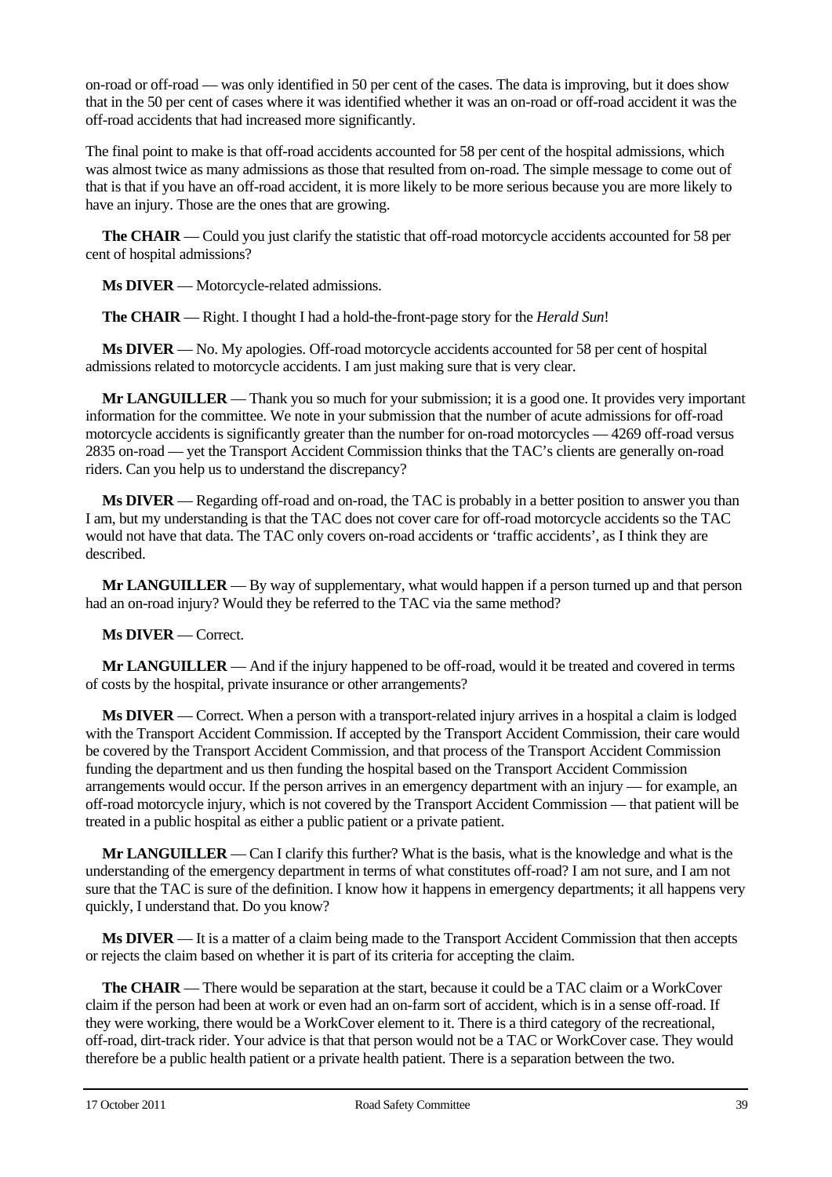on-road or off-road — was only identified in 50 per cent of the cases. The data is improving, but it does show that in the 50 per cent of cases where it was identified whether it was an on-road or off-road accident it was the off-road accidents that had increased more significantly.

The final point to make is that off-road accidents accounted for 58 per cent of the hospital admissions, which was almost twice as many admissions as those that resulted from on-road. The simple message to come out of that is that if you have an off-road accident, it is more likely to be more serious because you are more likely to have an injury. Those are the ones that are growing.

**The CHAIR** — Could you just clarify the statistic that off-road motorcycle accidents accounted for 58 per cent of hospital admissions?

**Ms DIVER** — Motorcycle-related admissions.

**The CHAIR** — Right. I thought I had a hold-the-front-page story for the *Herald Sun*!

**Ms DIVER** — No. My apologies. Off-road motorcycle accidents accounted for 58 per cent of hospital admissions related to motorcycle accidents. I am just making sure that is very clear.

**Mr LANGUILLER** — Thank you so much for your submission; it is a good one. It provides very important information for the committee. We note in your submission that the number of acute admissions for off-road motorcycle accidents is significantly greater than the number for on-road motorcycles — 4269 off-road versus 2835 on-road — yet the Transport Accident Commission thinks that the TAC's clients are generally on-road riders. Can you help us to understand the discrepancy?

**Ms DIVER** — Regarding off-road and on-road, the TAC is probably in a better position to answer you than I am, but my understanding is that the TAC does not cover care for off-road motorcycle accidents so the TAC would not have that data. The TAC only covers on-road accidents or 'traffic accidents', as I think they are described.

**Mr LANGUILLER** — By way of supplementary, what would happen if a person turned up and that person had an on-road injury? Would they be referred to the TAC via the same method?

**Ms DIVER** — Correct.

**Mr LANGUILLER** — And if the injury happened to be off-road, would it be treated and covered in terms of costs by the hospital, private insurance or other arrangements?

**Ms DIVER** — Correct. When a person with a transport-related injury arrives in a hospital a claim is lodged with the Transport Accident Commission. If accepted by the Transport Accident Commission, their care would be covered by the Transport Accident Commission, and that process of the Transport Accident Commission funding the department and us then funding the hospital based on the Transport Accident Commission arrangements would occur. If the person arrives in an emergency department with an injury — for example, an off-road motorcycle injury, which is not covered by the Transport Accident Commission — that patient will be treated in a public hospital as either a public patient or a private patient.

**Mr LANGUILLER** — Can I clarify this further? What is the basis, what is the knowledge and what is the understanding of the emergency department in terms of what constitutes off-road? I am not sure, and I am not sure that the TAC is sure of the definition. I know how it happens in emergency departments; it all happens very quickly, I understand that. Do you know?

**Ms DIVER** — It is a matter of a claim being made to the Transport Accident Commission that then accepts or rejects the claim based on whether it is part of its criteria for accepting the claim.

**The CHAIR** — There would be separation at the start, because it could be a TAC claim or a WorkCover claim if the person had been at work or even had an on-farm sort of accident, which is in a sense off-road. If they were working, there would be a WorkCover element to it. There is a third category of the recreational, off-road, dirt-track rider. Your advice is that that person would not be a TAC or WorkCover case. They would therefore be a public health patient or a private health patient. There is a separation between the two.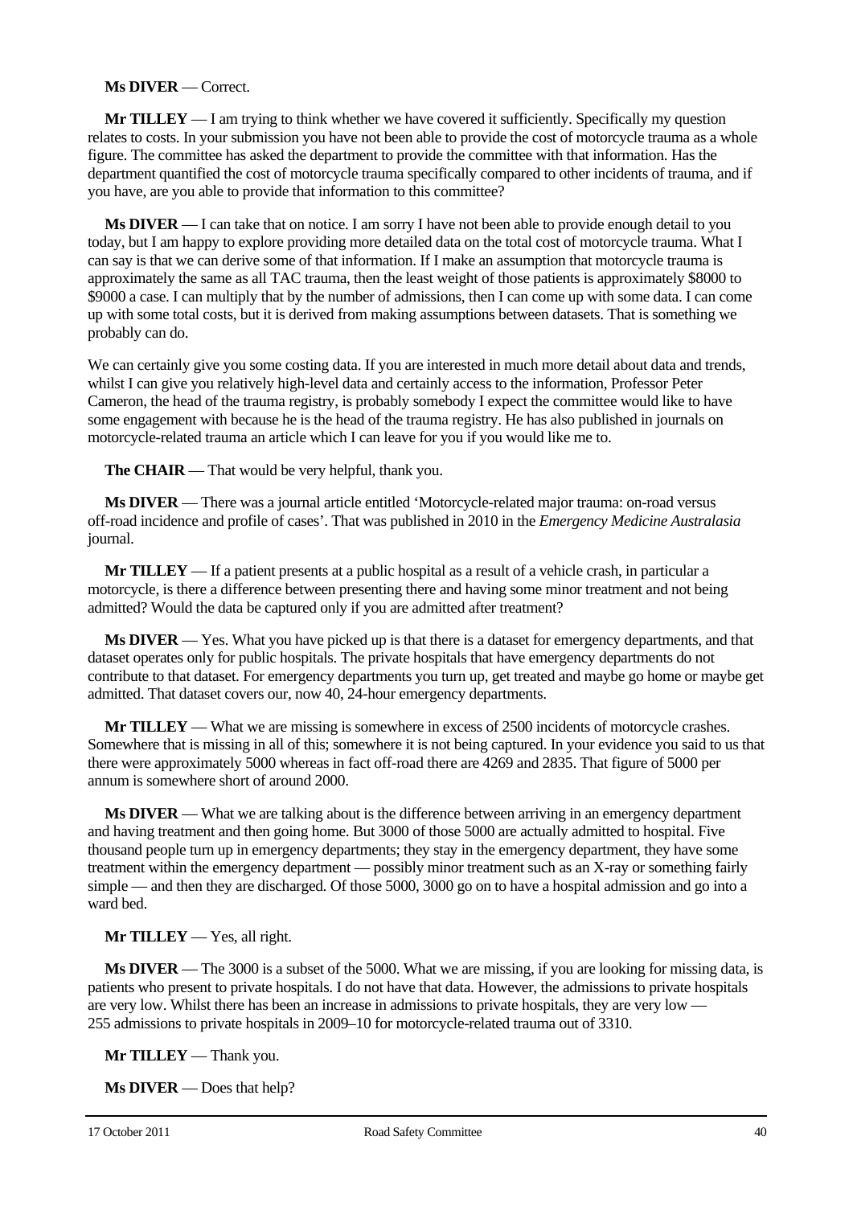**Ms DIVER** — Correct.

**Mr TILLEY** — I am trying to think whether we have covered it sufficiently. Specifically my question relates to costs. In your submission you have not been able to provide the cost of motorcycle trauma as a whole figure. The committee has asked the department to provide the committee with that information. Has the department quantified the cost of motorcycle trauma specifically compared to other incidents of trauma, and if you have, are you able to provide that information to this committee?

**Ms DIVER** — I can take that on notice. I am sorry I have not been able to provide enough detail to you today, but I am happy to explore providing more detailed data on the total cost of motorcycle trauma. What I can say is that we can derive some of that information. If I make an assumption that motorcycle trauma is approximately the same as all TAC trauma, then the least weight of those patients is approximately $8000 to $9000 a case. I can multiply that by the number of admissions, then I can come up with some data. I can come up with some total costs, but it is derived from making assumptions between datasets. That is something we probably can do.

We can certainly give you some costing data. If you are interested in much more detail about data and trends, whilst I can give you relatively high-level data and certainly access to the information, Professor Peter Cameron, the head of the trauma registry, is probably somebody I expect the committee would like to have some engagement with because he is the head of the trauma registry. He has also published in journals on motorcycle-related trauma an article which I can leave for you if you would like me to.

**The CHAIR** — That would be very helpful, thank you.

**Ms DIVER** — There was a journal article entitled 'Motorcycle-related major trauma: on-road versus off-road incidence and profile of cases'. That was published in 2010 in the *Emergency Medicine Australasia* journal.

**Mr TILLEY** — If a patient presents at a public hospital as a result of a vehicle crash, in particular a motorcycle, is there a difference between presenting there and having some minor treatment and not being admitted? Would the data be captured only if you are admitted after treatment?

**Ms DIVER** — Yes. What you have picked up is that there is a dataset for emergency departments, and that dataset operates only for public hospitals. The private hospitals that have emergency departments do not contribute to that dataset. For emergency departments you turn up, get treated and maybe go home or maybe get admitted. That dataset covers our, now 40, 24-hour emergency departments.

**Mr TILLEY** — What we are missing is somewhere in excess of 2500 incidents of motorcycle crashes. Somewhere that is missing in all of this; somewhere it is not being captured. In your evidence you said to us that there were approximately 5000 whereas in fact off-road there are 4269 and 2835. That figure of 5000 per annum is somewhere short of around 2000.

**Ms DIVER** — What we are talking about is the difference between arriving in an emergency department and having treatment and then going home. But 3000 of those 5000 are actually admitted to hospital. Five thousand people turn up in emergency departments; they stay in the emergency department, they have some treatment within the emergency department — possibly minor treatment such as an X-ray or something fairly simple — and then they are discharged. Of those 5000, 3000 go on to have a hospital admission and go into a ward bed.

**Mr TILLEY** — Yes, all right.

**Ms DIVER** — The 3000 is a subset of the 5000. What we are missing, if you are looking for missing data, is patients who present to private hospitals. I do not have that data. However, the admissions to private hospitals are very low. Whilst there has been an increase in admissions to private hospitals, they are very low — 255 admissions to private hospitals in 2009–10 for motorcycle-related trauma out of 3310.

**Mr TILLEY** — Thank you.

**Ms DIVER** — Does that help?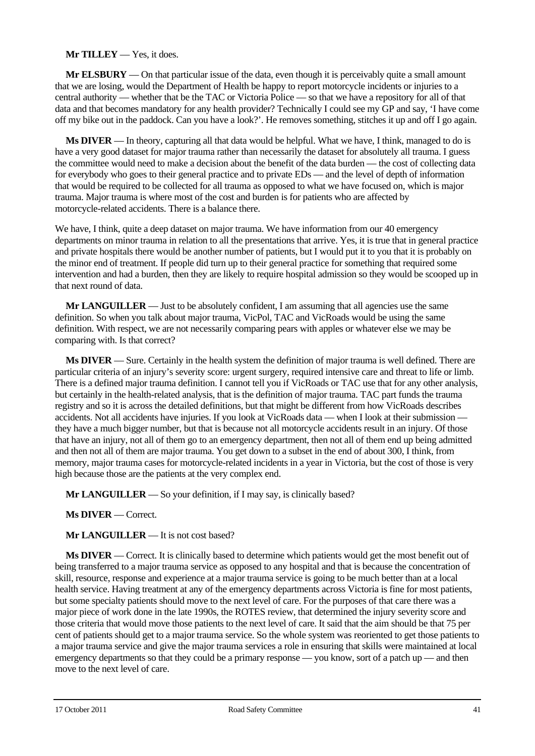**Mr TILLEY** — Yes, it does.

**Mr ELSBURY** — On that particular issue of the data, even though it is perceivably quite a small amount that we are losing, would the Department of Health be happy to report motorcycle incidents or injuries to a central authority — whether that be the TAC or Victoria Police — so that we have a repository for all of that data and that becomes mandatory for any health provider? Technically I could see my GP and say, 'I have come off my bike out in the paddock. Can you have a look?'. He removes something, stitches it up and off I go again.

**Ms DIVER** — In theory, capturing all that data would be helpful. What we have, I think, managed to do is have a very good dataset for major trauma rather than necessarily the dataset for absolutely all trauma. I guess the committee would need to make a decision about the benefit of the data burden — the cost of collecting data for everybody who goes to their general practice and to private EDs — and the level of depth of information that would be required to be collected for all trauma as opposed to what we have focused on, which is major trauma. Major trauma is where most of the cost and burden is for patients who are affected by motorcycle-related accidents. There is a balance there.

We have, I think, quite a deep dataset on major trauma. We have information from our 40 emergency departments on minor trauma in relation to all the presentations that arrive. Yes, it is true that in general practice and private hospitals there would be another number of patients, but I would put it to you that it is probably on the minor end of treatment. If people did turn up to their general practice for something that required some intervention and had a burden, then they are likely to require hospital admission so they would be scooped up in that next round of data.

**Mr LANGUILLER** — Just to be absolutely confident, I am assuming that all agencies use the same definition. So when you talk about major trauma, VicPol, TAC and VicRoads would be using the same definition. With respect, we are not necessarily comparing pears with apples or whatever else we may be comparing with. Is that correct?

**Ms DIVER** — Sure. Certainly in the health system the definition of major trauma is well defined. There are particular criteria of an injury's severity score: urgent surgery, required intensive care and threat to life or limb. There is a defined major trauma definition. I cannot tell you if VicRoads or TAC use that for any other analysis, but certainly in the health-related analysis, that is the definition of major trauma. TAC part funds the trauma registry and so it is across the detailed definitions, but that might be different from how VicRoads describes accidents. Not all accidents have injuries. If you look at VicRoads data — when I look at their submission — they have a much bigger number, but that is because not all motorcycle accidents result in an injury. Of those that have an injury, not all of them go to an emergency department, then not all of them end up being admitted and then not all of them are major trauma. You get down to a subset in the end of about 300, I think, from memory, major trauma cases for motorcycle-related incidents in a year in Victoria, but the cost of those is very high because those are the patients at the very complex end.

**Mr LANGUILLER** — So your definition, if I may say, is clinically based?

**Ms DIVER** — Correct.

**Mr LANGUILLER** — It is not cost based?

**Ms DIVER** — Correct. It is clinically based to determine which patients would get the most benefit out of being transferred to a major trauma service as opposed to any hospital and that is because the concentration of skill, resource, response and experience at a major trauma service is going to be much better than at a local health service. Having treatment at any of the emergency departments across Victoria is fine for most patients, but some specialty patients should move to the next level of care. For the purposes of that care there was a major piece of work done in the late 1990s, the ROTES review, that determined the injury severity score and those criteria that would move those patients to the next level of care. It said that the aim should be that 75 per cent of patients should get to a major trauma service. So the whole system was reoriented to get those patients to a major trauma service and give the major trauma services a role in ensuring that skills were maintained at local emergency departments so that they could be a primary response — you know, sort of a patch up — and then move to the next level of care.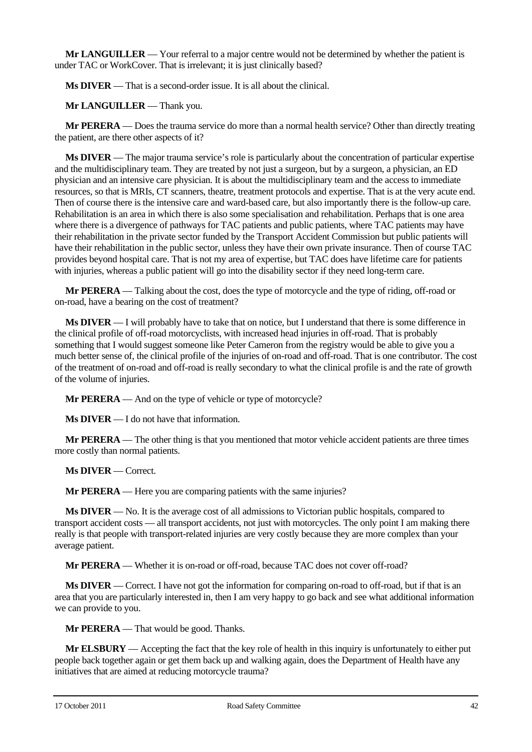**Mr LANGUILLER** — Your referral to a major centre would not be determined by whether the patient is under TAC or WorkCover. That is irrelevant; it is just clinically based?

**Ms DIVER** — That is a second-order issue. It is all about the clinical.

**Mr LANGUILLER** — Thank you.

**Mr PERERA** — Does the trauma service do more than a normal health service? Other than directly treating the patient, are there other aspects of it?

**Ms DIVER** — The major trauma service's role is particularly about the concentration of particular expertise and the multidisciplinary team. They are treated by not just a surgeon, but by a surgeon, a physician, an ED physician and an intensive care physician. It is about the multidisciplinary team and the access to immediate resources, so that is MRIs, CT scanners, theatre, treatment protocols and expertise. That is at the very acute end. Then of course there is the intensive care and ward-based care, but also importantly there is the follow-up care. Rehabilitation is an area in which there is also some specialisation and rehabilitation. Perhaps that is one area where there is a divergence of pathways for TAC patients and public patients, where TAC patients may have their rehabilitation in the private sector funded by the Transport Accident Commission but public patients will have their rehabilitation in the public sector, unless they have their own private insurance. Then of course TAC provides beyond hospital care. That is not my area of expertise, but TAC does have lifetime care for patients with injuries, whereas a public patient will go into the disability sector if they need long-term care.

**Mr PERERA** — Talking about the cost, does the type of motorcycle and the type of riding, off-road or on-road, have a bearing on the cost of treatment?

**Ms DIVER** — I will probably have to take that on notice, but I understand that there is some difference in the clinical profile of off-road motorcyclists, with increased head injuries in off-road. That is probably something that I would suggest someone like Peter Cameron from the registry would be able to give you a much better sense of, the clinical profile of the injuries of on-road and off-road. That is one contributor. The cost of the treatment of on-road and off-road is really secondary to what the clinical profile is and the rate of growth of the volume of injuries.

**Mr PERERA** — And on the type of vehicle or type of motorcycle?

**Ms DIVER** — I do not have that information.

**Mr PERERA** — The other thing is that you mentioned that motor vehicle accident patients are three times more costly than normal patients.

**Ms DIVER** — Correct.

**Mr PERERA** — Here you are comparing patients with the same injuries?

**Ms DIVER** — No. It is the average cost of all admissions to Victorian public hospitals, compared to transport accident costs — all transport accidents, not just with motorcycles. The only point I am making there really is that people with transport-related injuries are very costly because they are more complex than your average patient.

**Mr PERERA** — Whether it is on-road or off-road, because TAC does not cover off-road?

**Ms DIVER** — Correct. I have not got the information for comparing on-road to off-road, but if that is an area that you are particularly interested in, then I am very happy to go back and see what additional information we can provide to you.

**Mr PERERA** — That would be good. Thanks.

**Mr ELSBURY** — Accepting the fact that the key role of health in this inquiry is unfortunately to either put people back together again or get them back up and walking again, does the Department of Health have any initiatives that are aimed at reducing motorcycle trauma?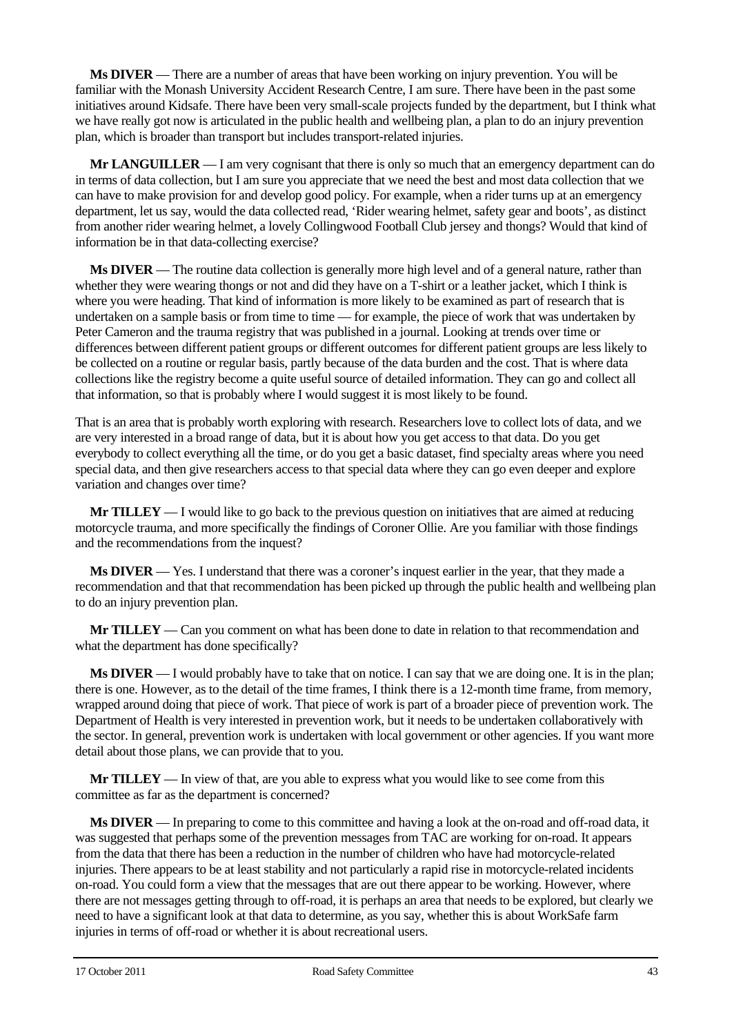**Ms DIVER** — There are a number of areas that have been working on injury prevention. You will be familiar with the Monash University Accident Research Centre, I am sure. There have been in the past some initiatives around Kidsafe. There have been very small-scale projects funded by the department, but I think what we have really got now is articulated in the public health and wellbeing plan, a plan to do an injury prevention plan, which is broader than transport but includes transport-related injuries.

**Mr LANGUILLER** — I am very cognisant that there is only so much that an emergency department can do in terms of data collection, but I am sure you appreciate that we need the best and most data collection that we can have to make provision for and develop good policy. For example, when a rider turns up at an emergency department, let us say, would the data collected read, 'Rider wearing helmet, safety gear and boots', as distinct from another rider wearing helmet, a lovely Collingwood Football Club jersey and thongs? Would that kind of information be in that data-collecting exercise?

**Ms DIVER** — The routine data collection is generally more high level and of a general nature, rather than whether they were wearing thongs or not and did they have on a T-shirt or a leather jacket, which I think is where you were heading. That kind of information is more likely to be examined as part of research that is undertaken on a sample basis or from time to time — for example, the piece of work that was undertaken by Peter Cameron and the trauma registry that was published in a journal. Looking at trends over time or differences between different patient groups or different outcomes for different patient groups are less likely to be collected on a routine or regular basis, partly because of the data burden and the cost. That is where data collections like the registry become a quite useful source of detailed information. They can go and collect all that information, so that is probably where I would suggest it is most likely to be found.

That is an area that is probably worth exploring with research. Researchers love to collect lots of data, and we are very interested in a broad range of data, but it is about how you get access to that data. Do you get everybody to collect everything all the time, or do you get a basic dataset, find specialty areas where you need special data, and then give researchers access to that special data where they can go even deeper and explore variation and changes over time?

**Mr TILLEY** — I would like to go back to the previous question on initiatives that are aimed at reducing motorcycle trauma, and more specifically the findings of Coroner Ollie. Are you familiar with those findings and the recommendations from the inquest?

**Ms DIVER** — Yes. I understand that there was a coroner's inquest earlier in the year, that they made a recommendation and that that recommendation has been picked up through the public health and wellbeing plan to do an injury prevention plan.

**Mr TILLEY** — Can you comment on what has been done to date in relation to that recommendation and what the department has done specifically?

**Ms DIVER** — I would probably have to take that on notice. I can say that we are doing one. It is in the plan; there is one. However, as to the detail of the time frames, I think there is a 12-month time frame, from memory, wrapped around doing that piece of work. That piece of work is part of a broader piece of prevention work. The Department of Health is very interested in prevention work, but it needs to be undertaken collaboratively with the sector. In general, prevention work is undertaken with local government or other agencies. If you want more detail about those plans, we can provide that to you.

**Mr TILLEY** — In view of that, are you able to express what you would like to see come from this committee as far as the department is concerned?

**Ms DIVER** — In preparing to come to this committee and having a look at the on-road and off-road data, it was suggested that perhaps some of the prevention messages from TAC are working for on-road. It appears from the data that there has been a reduction in the number of children who have had motorcycle-related injuries. There appears to be at least stability and not particularly a rapid rise in motorcycle-related incidents on-road. You could form a view that the messages that are out there appear to be working. However, where there are not messages getting through to off-road, it is perhaps an area that needs to be explored, but clearly we need to have a significant look at that data to determine, as you say, whether this is about WorkSafe farm injuries in terms of off-road or whether it is about recreational users.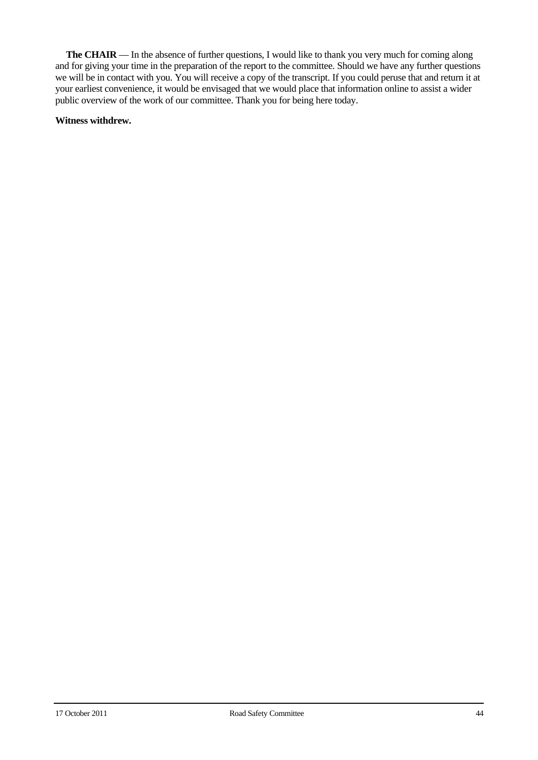**The CHAIR** — In the absence of further questions, I would like to thank you very much for coming along and for giving your time in the preparation of the report to the committee. Should we have any further questions we will be in contact with you. You will receive a copy of the transcript. If you could peruse that and return it at your earliest convenience, it would be envisaged that we would place that information online to assist a wider public overview of the work of our committee. Thank you for being here today.

**Witness withdrew.**